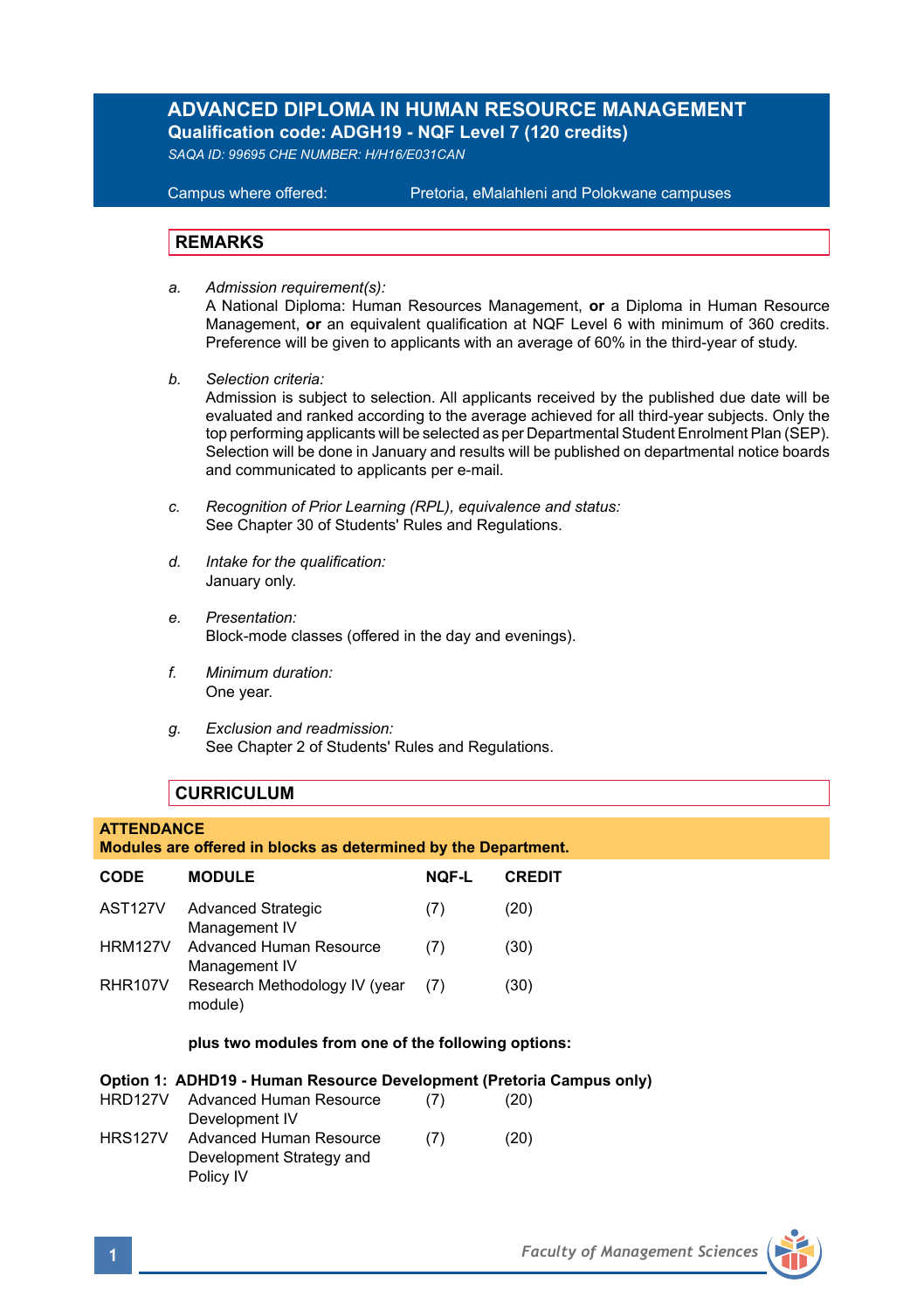# ADVANCED DIPLOMA IN HUMAN RESOURCE MANAGEMENT

**Qualification code: ADGH19 - NQF Level 7 (120 credits)**

*SAQA ID: 99695 CHE NUMBER: H/H16/E031CAN*

Campus where offered: Pretoria, eMalahleni and Polokwane campuses

## REMARKS

a. *Admission requirement(s):*
A National Diploma: Human Resources Management, **or** a Diploma in Human Resource Management, **or** an equivalent qualification at NQF Level 6 with minimum of 360 credits. Preference will be given to applicants with an average of 60% in the third-year of study.

b. *Selection criteria:*
Admission is subject to selection. All applicants received by the published due date will be evaluated and ranked according to the average achieved for all third-year subjects. Only the top performing applicants will be selected as per Departmental Student Enrolment Plan (SEP). Selection will be done in January and results will be published on departmental notice boards and communicated to applicants per e-mail.

c. *Recognition of Prior Learning (RPL), equivalence and status:*
See Chapter 30 of Students' Rules and Regulations.

d. *Intake for the qualification:*
January only.

e. *Presentation:*
Block-mode classes (offered in the day and evenings).

f. *Minimum duration:*
One year.

g. *Exclusion and readmission:*
See Chapter 2 of Students' Rules and Regulations.

## CURRICULUM

**ATTENDANCE**
**Modules are offered in blocks as determined by the Department.**

| CODE | MODULE | NQF-L | CREDIT |
|---|---|---|---|
| AST127V | Advanced Strategic Management IV | (7) | (20) |
| HRM127V | Advanced Human Resource Management IV | (7) | (30) |
| RHR107V | Research Methodology IV (year module) | (7) | (30) |

**plus two modules from one of the following options:**

**Option 1: ADHD19 - Human Resource Development (Pretoria Campus only)**

| CODE | MODULE | NQF-L | CREDIT |
|---|---|---|---|
| HRD127V | Advanced Human Resource Development IV | (7) | (20) |
| HRS127V | Advanced Human Resource Development Strategy and Policy IV | (7) | (20) |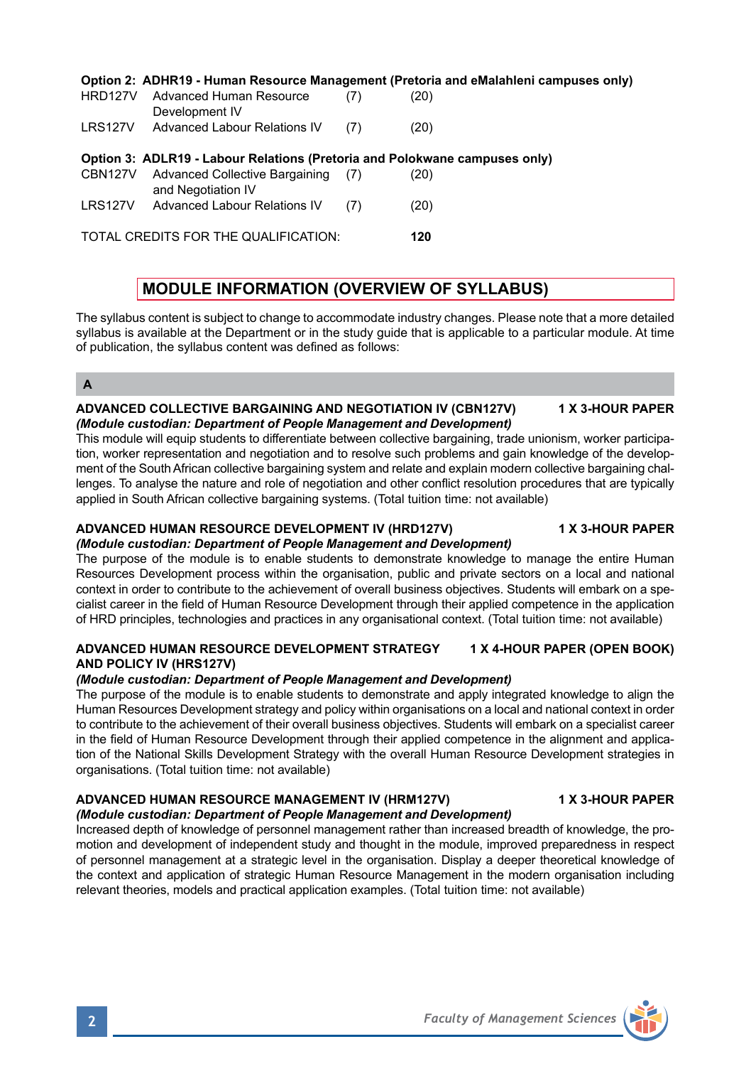**Option 2: ADHR19 - Human Resource Management (Pretoria and eMalahleni campuses only)**

| | | | |
|---|---|---|---|
| HRD127V | Advanced Human Resource Development IV | (7) | (20) |
| LRS127V | Advanced Labour Relations IV | (7) | (20) |

**Option 3: ADLR19 - Labour Relations (Pretoria and Polokwane campuses only)**

| | | | |
|---|---|---|---|
| CBN127V | Advanced Collective Bargaining and Negotiation IV | (7) | (20) |
| LRS127V | Advanced Labour Relations IV | (7) | (20) |

TOTAL CREDITS FOR THE QUALIFICATION: **120**

## MODULE INFORMATION (OVERVIEW OF SYLLABUS)

The syllabus content is subject to change to accommodate industry changes. Please note that a more detailed syllabus is available at the Department or in the study guide that is applicable to a particular module. At time of publication, the syllabus content was defined as follows:

### A

**ADVANCED COLLECTIVE BARGAINING AND NEGOTIATION IV (CBN127V) — 1 X 3-HOUR PAPER**
***(Module custodian: Department of People Management and Development)***
This module will equip students to differentiate between collective bargaining, trade unionism, worker participation, worker representation and negotiation and to resolve such problems and gain knowledge of the development of the South African collective bargaining system and relate and explain modern collective bargaining challenges. To analyse the nature and role of negotiation and other conflict resolution procedures that are typically applied in South African collective bargaining systems. (Total tuition time: not available)

**ADVANCED HUMAN RESOURCE DEVELOPMENT IV (HRD127V) — 1 X 3-HOUR PAPER**
***(Module custodian: Department of People Management and Development)***
The purpose of the module is to enable students to demonstrate knowledge to manage the entire Human Resources Development process within the organisation, public and private sectors on a local and national context in order to contribute to the achievement of overall business objectives. Students will embark on a specialist career in the field of Human Resource Development through their applied competence in the application of HRD principles, technologies and practices in any organisational context. (Total tuition time: not available)

**ADVANCED HUMAN RESOURCE DEVELOPMENT STRATEGY AND POLICY IV (HRS127V) — 1 X 4-HOUR PAPER (OPEN BOOK)**
***(Module custodian: Department of People Management and Development)***
The purpose of the module is to enable students to demonstrate and apply integrated knowledge to align the Human Resources Development strategy and policy within organisations on a local and national context in order to contribute to the achievement of their overall business objectives. Students will embark on a specialist career in the field of Human Resource Development through their applied competence in the alignment and application of the National Skills Development Strategy with the overall Human Resource Development strategies in organisations. (Total tuition time: not available)

**ADVANCED HUMAN RESOURCE MANAGEMENT IV (HRM127V) — 1 X 3-HOUR PAPER**
***(Module custodian: Department of People Management and Development)***
Increased depth of knowledge of personnel management rather than increased breadth of knowledge, the promotion and development of independent study and thought in the module, improved preparedness in respect of personnel management at a strategic level in the organisation. Display a deeper theoretical knowledge of the context and application of strategic Human Resource Management in the modern organisation including relevant theories, models and practical application examples. (Total tuition time: not available)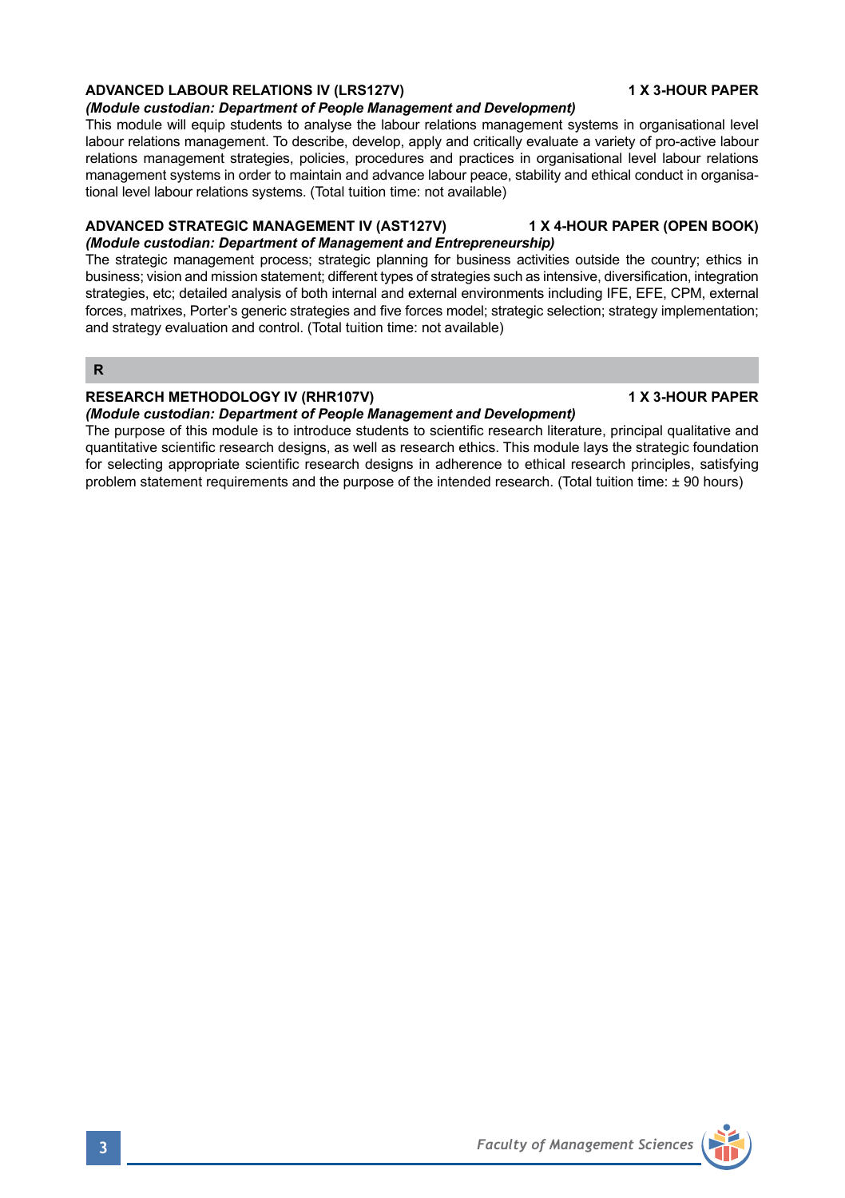**ADVANCED LABOUR RELATIONS IV (LRS127V)** **1 X 3-HOUR PAPER**

***(Module custodian: Department of People Management and Development)***

This module will equip students to analyse the labour relations management systems in organisational level labour relations management. To describe, develop, apply and critically evaluate a variety of pro-active labour relations management strategies, policies, procedures and practices in organisational level labour relations management systems in order to maintain and advance labour peace, stability and ethical conduct in organisational level labour relations systems. (Total tuition time: not available)

**ADVANCED STRATEGIC MANAGEMENT IV (AST127V)** **1 X 4-HOUR PAPER (OPEN BOOK)**

***(Module custodian: Department of Management and Entrepreneurship)***

The strategic management process; strategic planning for business activities outside the country; ethics in business; vision and mission statement; different types of strategies such as intensive, diversification, integration strategies, etc; detailed analysis of both internal and external environments including IFE, EFE, CPM, external forces, matrixes, Porter's generic strategies and five forces model; strategic selection; strategy implementation; and strategy evaluation and control. (Total tuition time: not available)

## R

**RESEARCH METHODOLOGY IV (RHR107V)** **1 X 3-HOUR PAPER**

***(Module custodian: Department of People Management and Development)***

The purpose of this module is to introduce students to scientific research literature, principal qualitative and quantitative scientific research designs, as well as research ethics. This module lays the strategic foundation for selecting appropriate scientific research designs in adherence to ethical research principles, satisfying problem statement requirements and the purpose of the intended research. (Total tuition time: ± 90 hours)